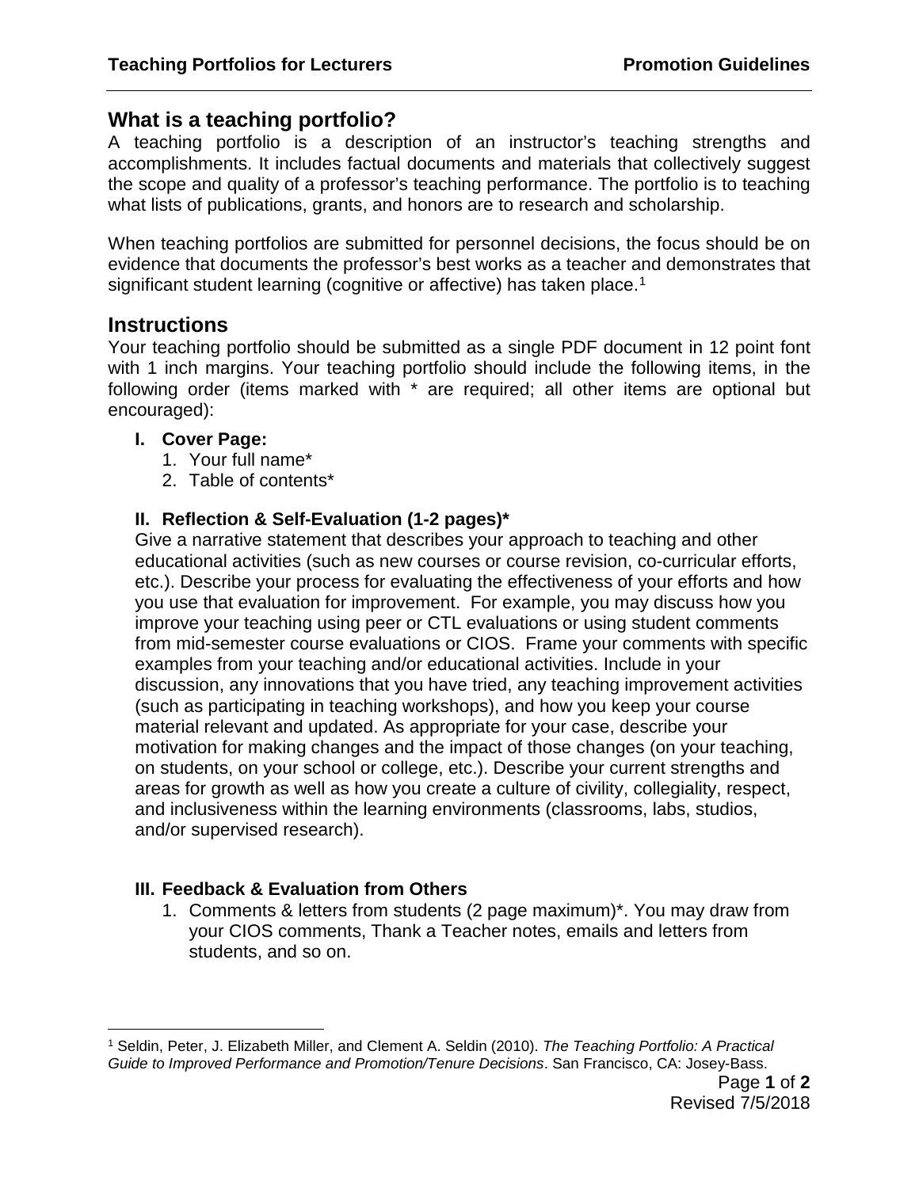## What is a teaching portfolio?

A teaching portfolio is a description of an instructor's teaching strengths and accomplishments. It includes factual documents and materials that collectively suggest the scope and quality of a professor's teaching performance. The portfolio is to teaching what lists of publications, grants, and honors are to research and scholarship.

When teaching portfolios are submitted for personnel decisions, the focus should be on evidence that documents the professor's best works as a teacher and demonstrates that significant student learning (cognitive or affective) has taken place.[1]

## Instructions

Your teaching portfolio should be submitted as a single PDF document in 12 point font with 1 inch margins. Your teaching portfolio should include the following items, in the following order (items marked with * are required; all other items are optional but encouraged):

### I. Cover Page:

1. Your full name*
2. Table of contents*

### II. Reflection & Self-Evaluation (1-2 pages)*

Give a narrative statement that describes your approach to teaching and other educational activities (such as new courses or course revision, co-curricular efforts, etc.). Describe your process for evaluating the effectiveness of your efforts and how you use that evaluation for improvement. For example, you may discuss how you improve your teaching using peer or CTL evaluations or using student comments from mid-semester course evaluations or CIOS. Frame your comments with specific examples from your teaching and/or educational activities. Include in your discussion, any innovations that you have tried, any teaching improvement activities (such as participating in teaching workshops), and how you keep your course material relevant and updated. As appropriate for your case, describe your motivation for making changes and the impact of those changes (on your teaching, on students, on your school or college, etc.). Describe your current strengths and areas for growth as well as how you create a culture of civility, collegiality, respect, and inclusiveness within the learning environments (classrooms, labs, studios, and/or supervised research).

### III. Feedback & Evaluation from Others

1. Comments & letters from students (2 page maximum)*. You may draw from your CIOS comments, Thank a Teacher notes, emails and letters from students, and so on.

---

[1] Seldin, Peter, J. Elizabeth Miller, and Clement A. Seldin (2010). *The Teaching Portfolio: A Practical Guide to Improved Performance and Promotion/Tenure Decisions*. San Francisco, CA: Josey-Bass.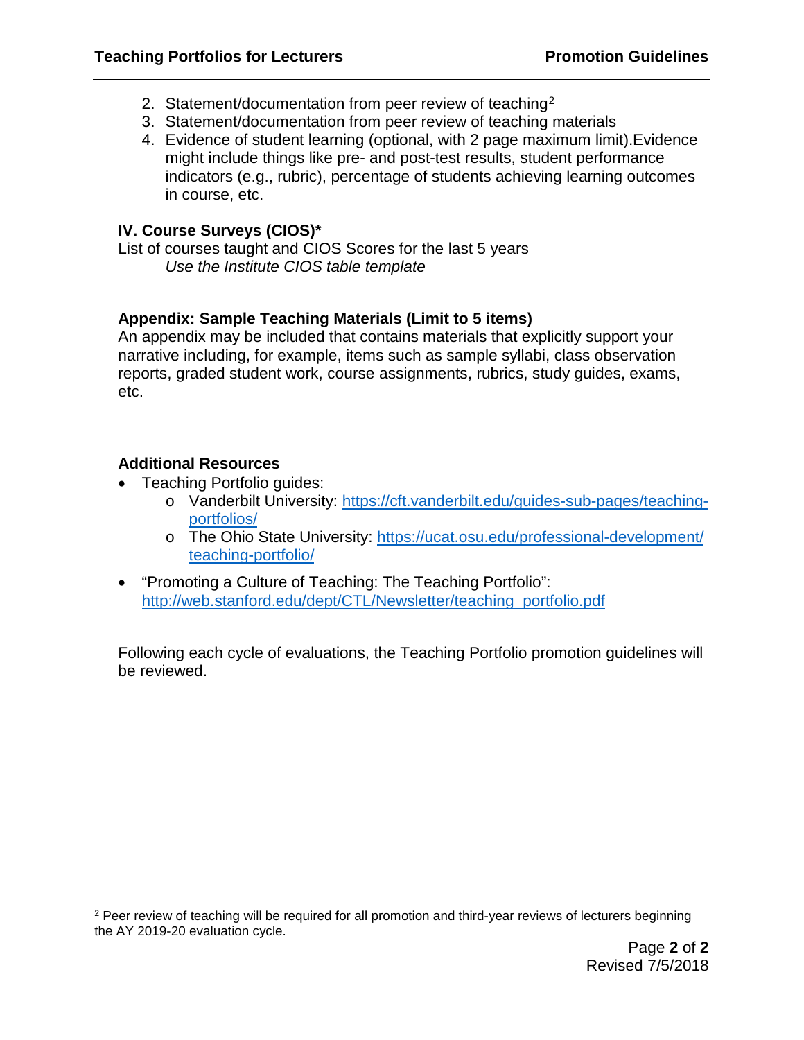2. Statement/documentation from peer review of teaching[2]
3. Statement/documentation from peer review of teaching materials
4. Evidence of student learning (optional, with 2 page maximum limit).Evidence might include things like pre- and post-test results, student performance indicators (e.g., rubric), percentage of students achieving learning outcomes in course, etc.

### IV. Course Surveys (CIOS)*

List of courses taught and CIOS Scores for the last 5 years

*Use the Institute CIOS table template*

### Appendix: Sample Teaching Materials (Limit to 5 items)

An appendix may be included that contains materials that explicitly support your narrative including, for example, items such as sample syllabi, class observation reports, graded student work, course assignments, rubrics, study guides, exams, etc.

### Additional Resources

- Teaching Portfolio guides:
  - Vanderbilt University: https://cft.vanderbilt.edu/guides-sub-pages/teaching-portfolios/
  - The Ohio State University: https://ucat.osu.edu/professional-development/teaching-portfolio/
- "Promoting a Culture of Teaching: The Teaching Portfolio": http://web.stanford.edu/dept/CTL/Newsletter/teaching_portfolio.pdf

Following each cycle of evaluations, the Teaching Portfolio promotion guidelines will be reviewed.

[2] Peer review of teaching will be required for all promotion and third-year reviews of lecturers beginning the AY 2019-20 evaluation cycle.

Revised 7/5/2018